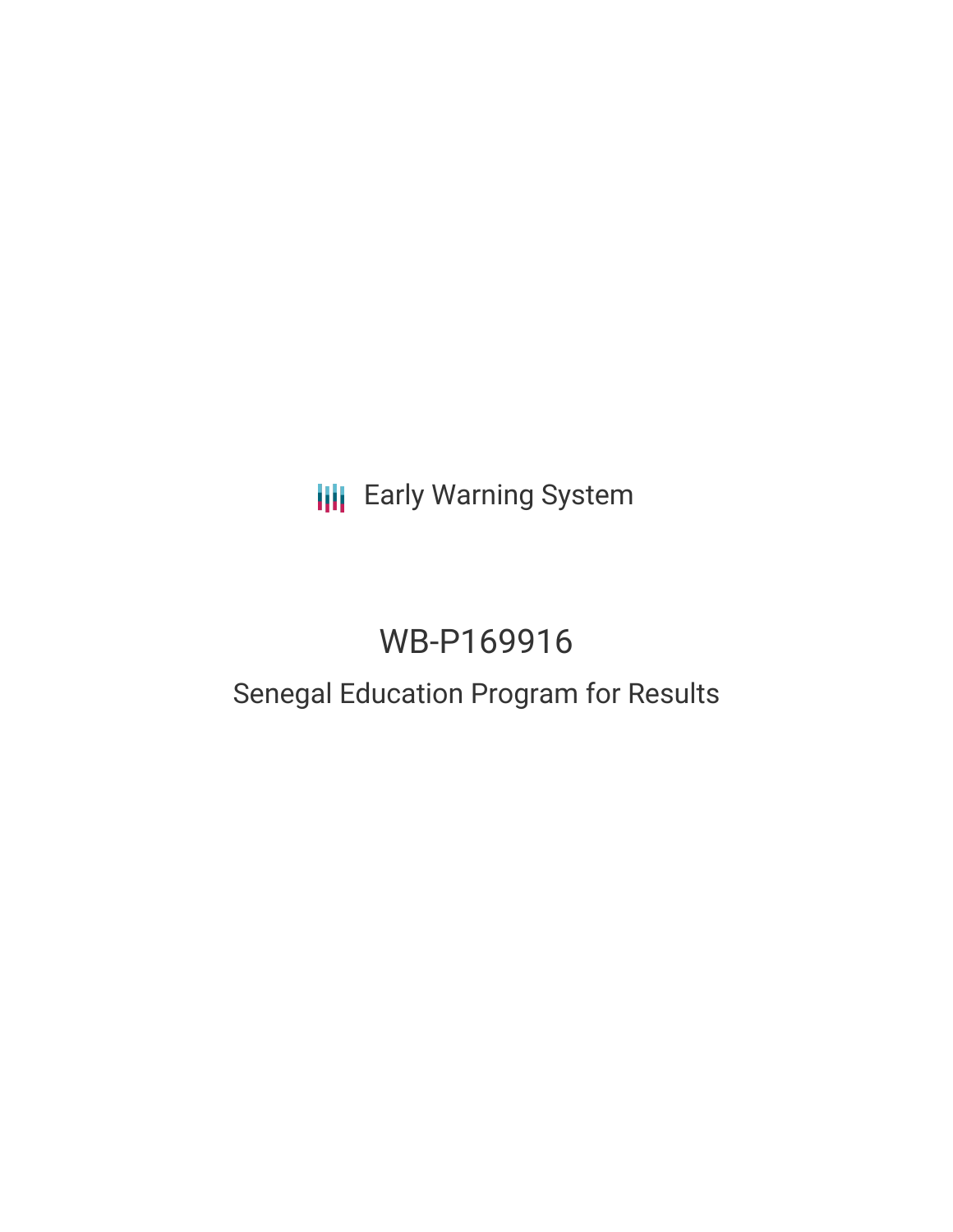Early Warning System

# WB-P169916

## Senegal Education Program for Results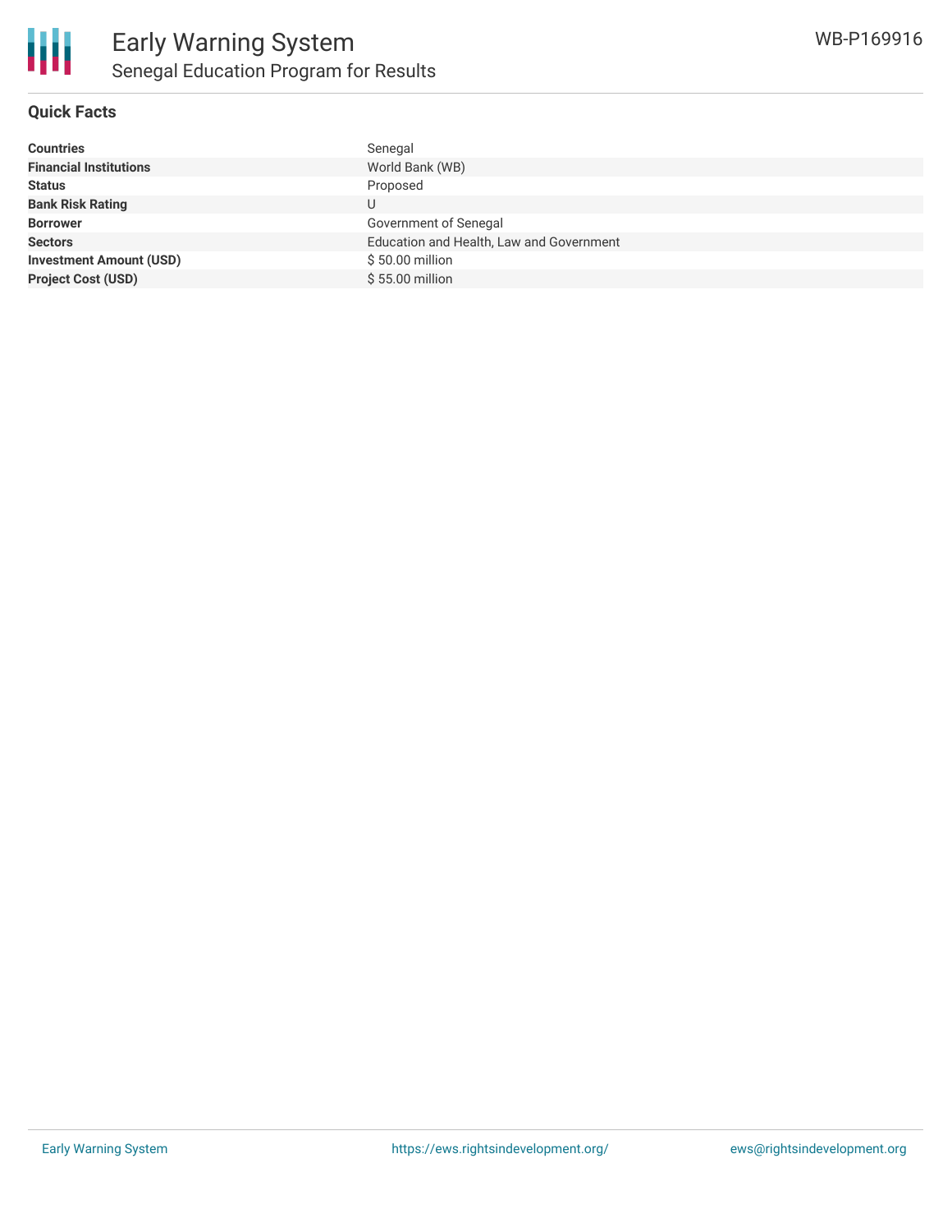## Quick Facts

| | |
|---|---|
| **Countries** | Senegal |
| **Financial Institutions** | World Bank (WB) |
| **Status** | Proposed |
| **Bank Risk Rating** | U |
| **Borrower** | Government of Senegal |
| **Sectors** | Education and Health, Law and Government |
| **Investment Amount (USD)** | $ 50.00 million |
| **Project Cost (USD)** | $ 55.00 million |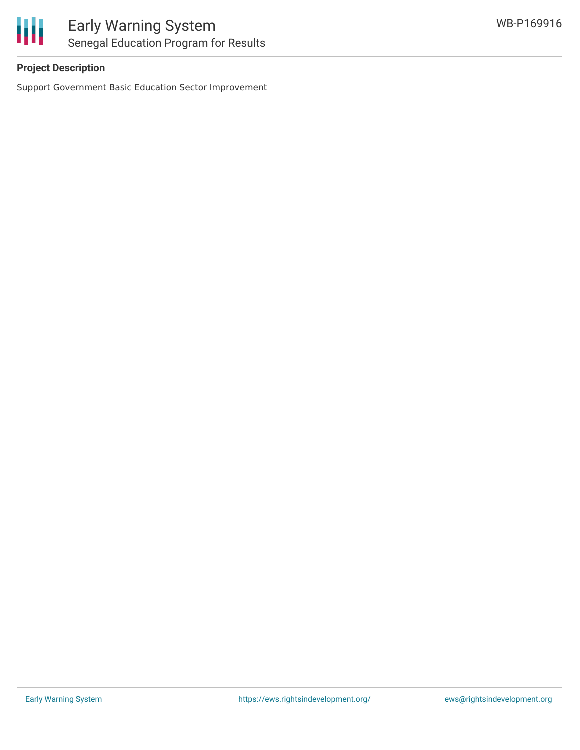### Project Description

Support Government Basic Education Sector Improvement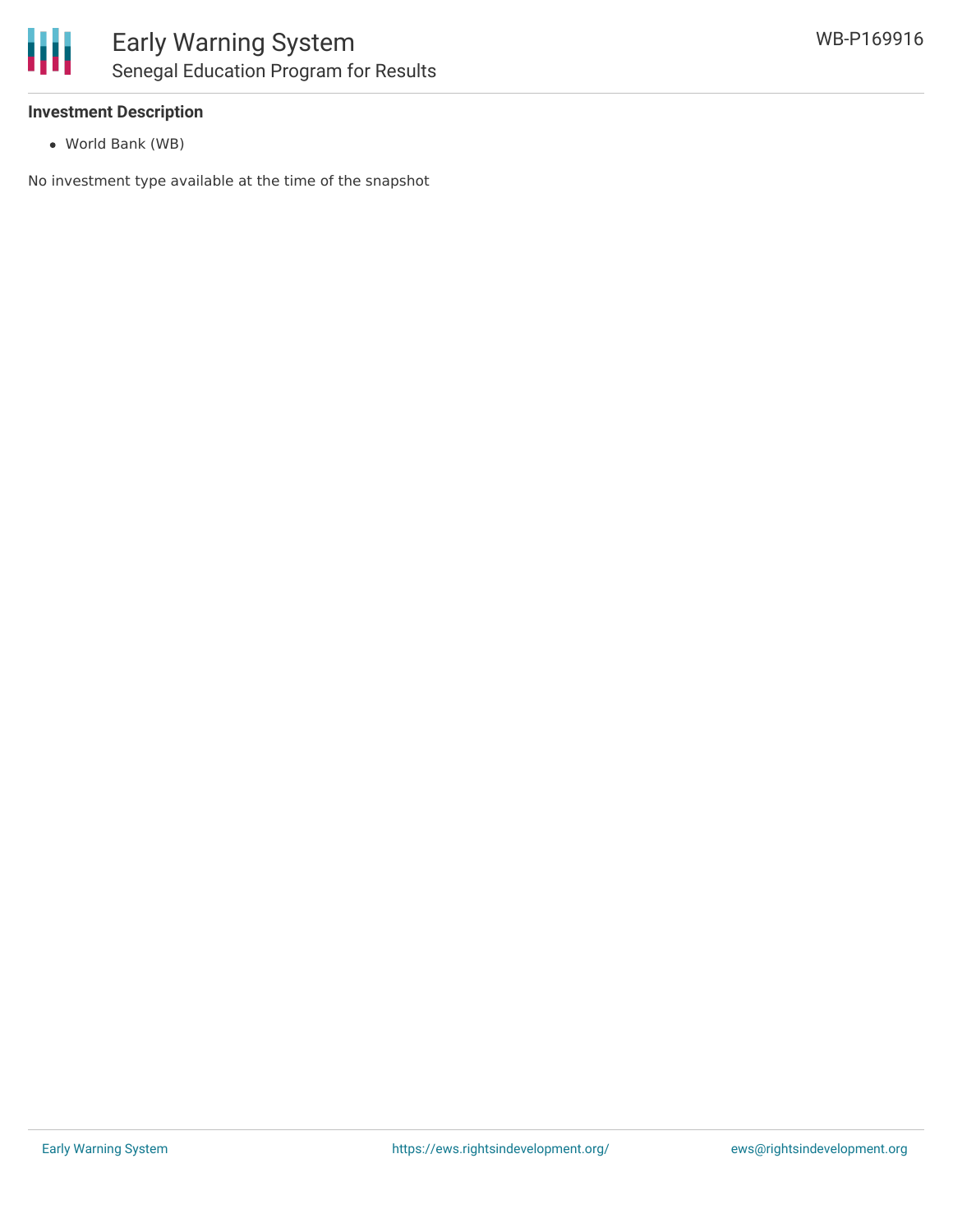### Investment Description

- World Bank (WB)

No investment type available at the time of the snapshot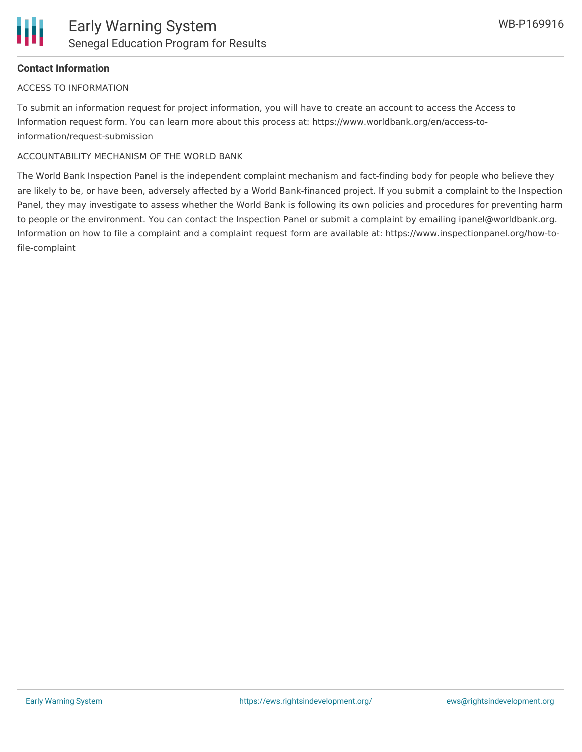**Contact Information**

ACCESS TO INFORMATION

To submit an information request for project information, you will have to create an account to access the Access to Information request form. You can learn more about this process at: https://www.worldbank.org/en/access-to-information/request-submission

ACCOUNTABILITY MECHANISM OF THE WORLD BANK

The World Bank Inspection Panel is the independent complaint mechanism and fact-finding body for people who believe they are likely to be, or have been, adversely affected by a World Bank-financed project. If you submit a complaint to the Inspection Panel, they may investigate to assess whether the World Bank is following its own policies and procedures for preventing harm to people or the environment. You can contact the Inspection Panel or submit a complaint by emailing ipanel@worldbank.org. Information on how to file a complaint and a complaint request form are available at: https://www.inspectionpanel.org/how-to-file-complaint